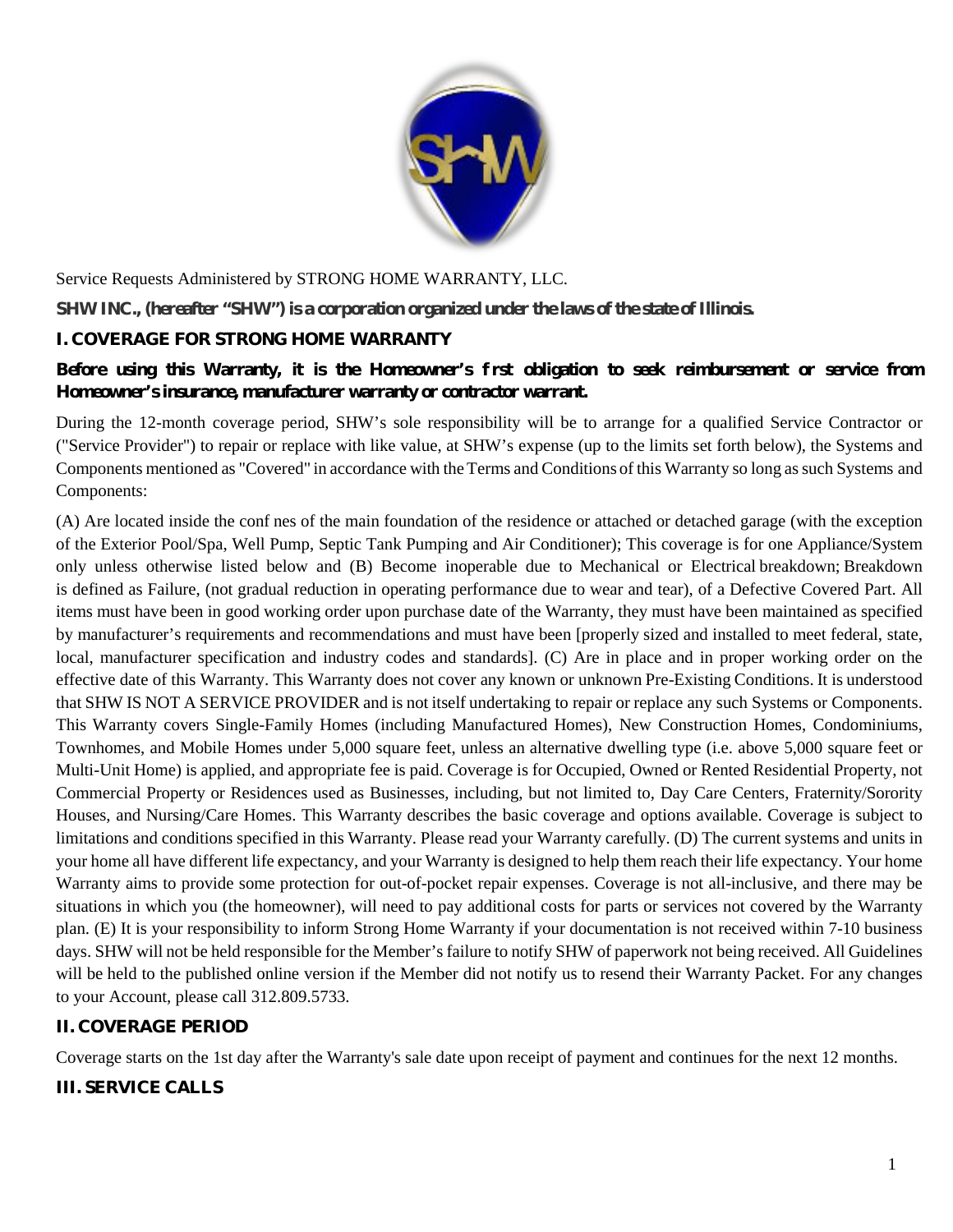Service Requests Administered by STRONG HOME WARRANTY, LLC.

**SHW INC., (hereafter "SHW") is a corporation organized under the laws of the state of Illinois.**

## I. COVERAGE FOR STRONG HOME WARRANTY

**Before using this Warranty, it is the Homeowner's first obligation to seek reimbursement or service from Homeowner's insurance, manufacturer warranty or contractor warrant.**

During the 12-month coverage period, SHW's sole responsibility will be to arrange for a qualified Service Contractor or ("Service Provider") to repair or replace with like value, at SHW's expense (up to the limits set forth below), the Systems and Components mentioned as "Covered" in accordance with the Terms and Conditions of this Warranty so long as such Systems and Components:

(A) Are located inside the confines of the main foundation of the residence or attached or detached garage (with the exception of the Exterior Pool/Spa, Well Pump, Septic Tank Pumping and Air Conditioner); This coverage is for one Appliance/System only unless otherwise listed below and (B) Become inoperable due to Mechanical or Electrical breakdown; Breakdown is defined as Failure, (not gradual reduction in operating performance due to wear and tear), of a Defective Covered Part. All items must have been in good working order upon purchase date of the Warranty, they must have been maintained as specified by manufacturer's requirements and recommendations and must have been [properly sized and installed to meet federal, state, local, manufacturer specification and industry codes and standards]. (C) Are in place and in proper working order on the effective date of this Warranty. This Warranty does not cover any known or unknown Pre-Existing Conditions. It is understood that SHW IS NOT A SERVICE PROVIDER and is not itself undertaking to repair or replace any such Systems or Components. This Warranty covers Single-Family Homes (including Manufactured Homes), New Construction Homes, Condominiums, Townhomes, and Mobile Homes under 5,000 square feet, unless an alternative dwelling type (i.e. above 5,000 square feet or Multi-Unit Home) is applied, and appropriate fee is paid. Coverage is for Occupied, Owned or Rented Residential Property, not Commercial Property or Residences used as Businesses, including, but not limited to, Day Care Centers, Fraternity/Sorority Houses, and Nursing/Care Homes. This Warranty describes the basic coverage and options available. Coverage is subject to limitations and conditions specified in this Warranty. Please read your Warranty carefully. (D) The current systems and units in your home all have different life expectancy, and your Warranty is designed to help them reach their life expectancy. Your home Warranty aims to provide some protection for out-of-pocket repair expenses. Coverage is not all-inclusive, and there may be situations in which you (the homeowner), will need to pay additional costs for parts or services not covered by the Warranty plan. (E) It is your responsibility to inform Strong Home Warranty if your documentation is not received within 7-10 business days. SHW will not be held responsible for the Member's failure to notify SHW of paperwork not being received. All Guidelines will be held to the published online version if the Member did not notify us to resend their Warranty Packet. For any changes to your Account, please call 312.809.5733.

## II. COVERAGE PERIOD

Coverage starts on the 1st day after the Warranty's sale date upon receipt of payment and continues for the next 12 months.

## III. SERVICE CALLS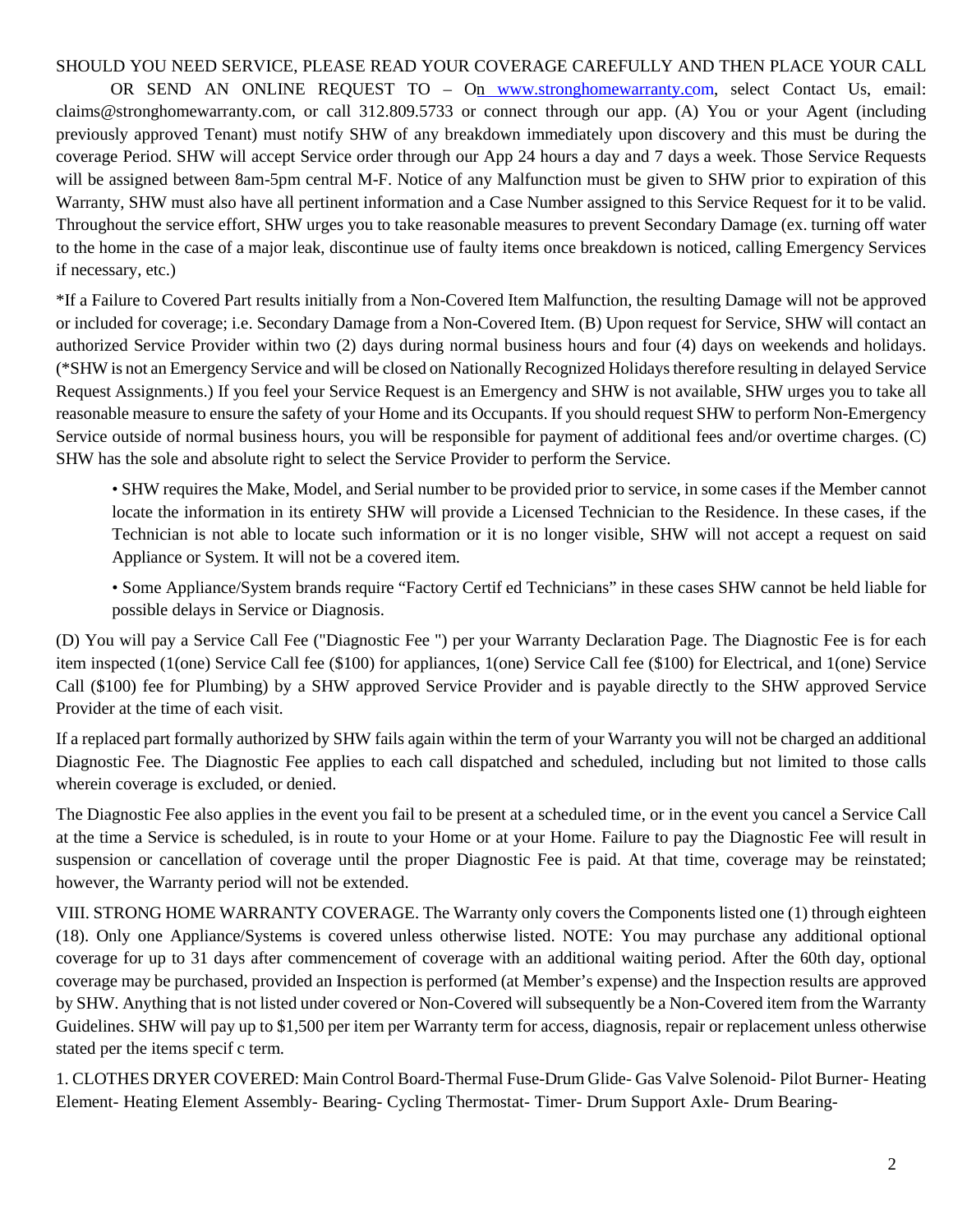SHOULD YOU NEED SERVICE, PLEASE READ YOUR COVERAGE CAREFULLY AND THEN PLACE YOUR CALL OR SEND AN ONLINE REQUEST TO – On www.stronghomewarranty.com, select Contact Us, email: claims@stronghomewarranty.com, or call 312.809.5733 or connect through our app. (A) You or your Agent (including previously approved Tenant) must notify SHW of any breakdown immediately upon discovery and this must be during the coverage Period. SHW will accept Service order through our App 24 hours a day and 7 days a week. Those Service Requests will be assigned between 8am-5pm central M-F. Notice of any Malfunction must be given to SHW prior to expiration of this Warranty, SHW must also have all pertinent information and a Case Number assigned to this Service Request for it to be valid. Throughout the service effort, SHW urges you to take reasonable measures to prevent Secondary Damage (ex. turning off water to the home in the case of a major leak, discontinue use of faulty items once breakdown is noticed, calling Emergency Services if necessary, etc.)

*If a Failure to Covered Part results initially from a Non-Covered Item Malfunction, the resulting Damage will not be approved or included for coverage; i.e. Secondary Damage from a Non-Covered Item. (B) Upon request for Service, SHW will contact an authorized Service Provider within two (2) days during normal business hours and four (4) days on weekends and holidays. (*SHW is not an Emergency Service and will be closed on Nationally Recognized Holidays therefore resulting in delayed Service Request Assignments.) If you feel your Service Request is an Emergency and SHW is not available, SHW urges you to take all reasonable measure to ensure the safety of your Home and its Occupants. If you should request SHW to perform Non-Emergency Service outside of normal business hours, you will be responsible for payment of additional fees and/or overtime charges. (C) SHW has the sole and absolute right to select the Service Provider to perform the Service.

- SHW requires the Make, Model, and Serial number to be provided prior to service, in some cases if the Member cannot locate the information in its entirety SHW will provide a Licensed Technician to the Residence. In these cases, if the Technician is not able to locate such information or it is no longer visible, SHW will not accept a request on said Appliance or System. It will not be a covered item.
- Some Appliance/System brands require “Factory Certif ed Technicians” in these cases SHW cannot be held liable for possible delays in Service or Diagnosis.

(D) You will pay a Service Call Fee ("Diagnostic Fee ") per your Warranty Declaration Page. The Diagnostic Fee is for each item inspected (1(one) Service Call fee ($100) for appliances, 1(one) Service Call fee ($100) for Electrical, and 1(one) Service Call ($100) fee for Plumbing) by a SHW approved Service Provider and is payable directly to the SHW approved Service Provider at the time of each visit.

If a replaced part formally authorized by SHW fails again within the term of your Warranty you will not be charged an additional Diagnostic Fee. The Diagnostic Fee applies to each call dispatched and scheduled, including but not limited to those calls wherein coverage is excluded, or denied.

The Diagnostic Fee also applies in the event you fail to be present at a scheduled time, or in the event you cancel a Service Call at the time a Service is scheduled, is in route to your Home or at your Home. Failure to pay the Diagnostic Fee will result in suspension or cancellation of coverage until the proper Diagnostic Fee is paid. At that time, coverage may be reinstated; however, the Warranty period will not be extended.

VIII. STRONG HOME WARRANTY COVERAGE. The Warranty only covers the Components listed one (1) through eighteen (18). Only one Appliance/Systems is covered unless otherwise listed. NOTE: You may purchase any additional optional coverage for up to 31 days after commencement of coverage with an additional waiting period. After the 60th day, optional coverage may be purchased, provided an Inspection is performed (at Member’s expense) and the Inspection results are approved by SHW. Anything that is not listed under covered or Non-Covered will subsequently be a Non-Covered item from the Warranty Guidelines. SHW will pay up to $1,500 per item per Warranty term for access, diagnosis, repair or replacement unless otherwise stated per the items specif c term.

1. CLOTHES DRYER COVERED: Main Control Board-Thermal Fuse-Drum Glide- Gas Valve Solenoid- Pilot Burner- Heating Element- Heating Element Assembly- Bearing- Cycling Thermostat- Timer- Drum Support Axle- Drum Bearing-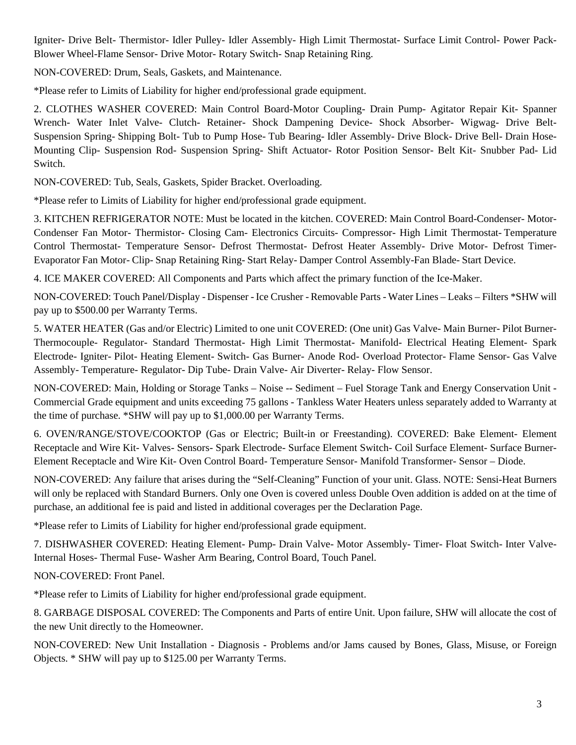Igniter- Drive Belt- Thermistor- Idler Pulley- Idler Assembly- High Limit Thermostat- Surface Limit Control- Power Pack- Blower Wheel-Flame Sensor- Drive Motor- Rotary Switch- Snap Retaining Ring.

NON-COVERED: Drum, Seals, Gaskets, and Maintenance.

*Please refer to Limits of Liability for higher end/professional grade equipment.

2. CLOTHES WASHER COVERED: Main Control Board-Motor Coupling- Drain Pump- Agitator Repair Kit- Spanner Wrench- Water Inlet Valve- Clutch- Retainer- Shock Dampening Device- Shock Absorber- Wigwag- Drive Belt- Suspension Spring- Shipping Bolt- Tub to Pump Hose- Tub Bearing- Idler Assembly- Drive Block- Drive Bell- Drain Hose- Mounting Clip- Suspension Rod- Suspension Spring- Shift Actuator- Rotor Position Sensor- Belt Kit- Snubber Pad- Lid Switch.

NON-COVERED: Tub, Seals, Gaskets, Spider Bracket. Overloading.

*Please refer to Limits of Liability for higher end/professional grade equipment.

3. KITCHEN REFRIGERATOR NOTE: Must be located in the kitchen. COVERED: Main Control Board-Condenser- Motor- Condenser Fan Motor- Thermistor- Closing Cam- Electronics Circuits- Compressor- High Limit Thermostat- Temperature Control Thermostat- Temperature Sensor- Defrost Thermostat- Defrost Heater Assembly- Drive Motor- Defrost Timer- Evaporator Fan Motor- Clip- Snap Retaining Ring- Start Relay- Damper Control Assembly-Fan Blade- Start Device.

4. ICE MAKER COVERED: All Components and Parts which affect the primary function of the Ice-Maker.

NON-COVERED: Touch Panel/Display - Dispenser - Ice Crusher - Removable Parts - Water Lines – Leaks – Filters *SHW will pay up to $500.00 per Warranty Terms.

5. WATER HEATER (Gas and/or Electric) Limited to one unit COVERED: (One unit) Gas Valve- Main Burner- Pilot Burner- Thermocouple- Regulator- Standard Thermostat- High Limit Thermostat- Manifold- Electrical Heating Element- Spark Electrode- Igniter- Pilot- Heating Element- Switch- Gas Burner- Anode Rod- Overload Protector- Flame Sensor- Gas Valve Assembly- Temperature- Regulator- Dip Tube- Drain Valve- Air Diverter- Relay- Flow Sensor.

NON-COVERED: Main, Holding or Storage Tanks – Noise -- Sediment – Fuel Storage Tank and Energy Conservation Unit - Commercial Grade equipment and units exceeding 75 gallons - Tankless Water Heaters unless separately added to Warranty at the time of purchase. *SHW will pay up to $1,000.00 per Warranty Terms.

6. OVEN/RANGE/STOVE/COOKTOP (Gas or Electric; Built-in or Freestanding). COVERED: Bake Element- Element Receptacle and Wire Kit- Valves- Sensors- Spark Electrode- Surface Element Switch- Coil Surface Element- Surface Burner- Element Receptacle and Wire Kit- Oven Control Board- Temperature Sensor- Manifold Transformer- Sensor – Diode.

NON-COVERED: Any failure that arises during the "Self-Cleaning" Function of your unit. Glass. NOTE: Sensi-Heat Burners will only be replaced with Standard Burners. Only one Oven is covered unless Double Oven addition is added on at the time of purchase, an additional fee is paid and listed in additional coverages per the Declaration Page.

*Please refer to Limits of Liability for higher end/professional grade equipment.

7. DISHWASHER COVERED: Heating Element- Pump- Drain Valve- Motor Assembly- Timer- Float Switch- Inter Valve- Internal Hoses- Thermal Fuse- Washer Arm Bearing, Control Board, Touch Panel.

NON-COVERED: Front Panel.

*Please refer to Limits of Liability for higher end/professional grade equipment.

8. GARBAGE DISPOSAL COVERED: The Components and Parts of entire Unit. Upon failure, SHW will allocate the cost of the new Unit directly to the Homeowner.

NON-COVERED: New Unit Installation - Diagnosis - Problems and/or Jams caused by Bones, Glass, Misuse, or Foreign Objects. * SHW will pay up to $125.00 per Warranty Terms.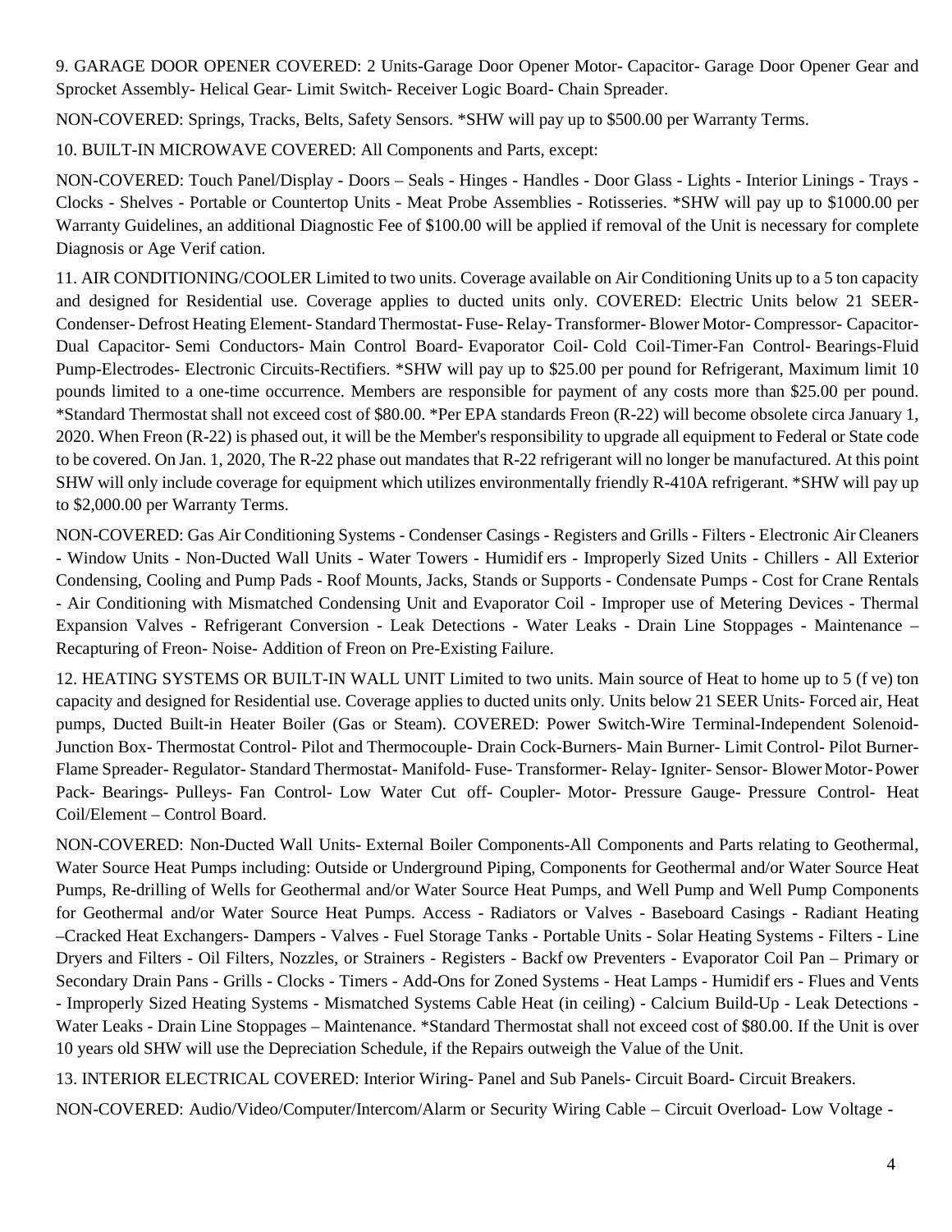9. GARAGE DOOR OPENER COVERED: 2 Units-Garage Door Opener Motor- Capacitor- Garage Door Opener Gear and Sprocket Assembly- Helical Gear- Limit Switch- Receiver Logic Board- Chain Spreader.

NON-COVERED: Springs, Tracks, Belts, Safety Sensors. *SHW will pay up to $500.00 per Warranty Terms.

10. BUILT-IN MICROWAVE COVERED: All Components and Parts, except:

NON-COVERED: Touch Panel/Display - Doors – Seals - Hinges - Handles - Door Glass - Lights - Interior Linings - Trays - Clocks - Shelves - Portable or Countertop Units - Meat Probe Assemblies - Rotisseries. *SHW will pay up to $1000.00 per Warranty Guidelines, an additional Diagnostic Fee of $100.00 will be applied if removal of the Unit is necessary for complete Diagnosis or Age Verif cation.

11. AIR CONDITIONING/COOLER Limited to two units. Coverage available on Air Conditioning Units up to a 5 ton capacity and designed for Residential use. Coverage applies to ducted units only. COVERED: Electric Units below 21 SEER- Condenser- Defrost Heating Element- Standard Thermostat- Fuse- Relay- Transformer- Blower Motor- Compressor- Capacitor- Dual Capacitor- Semi Conductors- Main Control Board- Evaporator Coil- Cold Coil-Timer-Fan Control- Bearings-Fluid Pump-Electrodes- Electronic Circuits-Rectifiers. *SHW will pay up to $25.00 per pound for Refrigerant, Maximum limit 10 pounds limited to a one-time occurrence. Members are responsible for payment of any costs more than $25.00 per pound. *Standard Thermostat shall not exceed cost of $80.00. *Per EPA standards Freon (R-22) will become obsolete circa January 1, 2020. When Freon (R-22) is phased out, it will be the Member's responsibility to upgrade all equipment to Federal or State code to be covered. On Jan. 1, 2020, The R-22 phase out mandates that R-22 refrigerant will no longer be manufactured. At this point SHW will only include coverage for equipment which utilizes environmentally friendly R-410A refrigerant. *SHW will pay up to $2,000.00 per Warranty Terms.

NON-COVERED: Gas Air Conditioning Systems - Condenser Casings - Registers and Grills - Filters - Electronic Air Cleaners - Window Units - Non-Ducted Wall Units - Water Towers - Humidif ers - Improperly Sized Units - Chillers - All Exterior Condensing, Cooling and Pump Pads - Roof Mounts, Jacks, Stands or Supports - Condensate Pumps - Cost for Crane Rentals - Air Conditioning with Mismatched Condensing Unit and Evaporator Coil - Improper use of Metering Devices - Thermal Expansion Valves - Refrigerant Conversion - Leak Detections - Water Leaks - Drain Line Stoppages - Maintenance – Recapturing of Freon- Noise- Addition of Freon on Pre-Existing Failure.

12. HEATING SYSTEMS OR BUILT-IN WALL UNIT Limited to two units. Main source of Heat to home up to 5 (f ve) ton capacity and designed for Residential use. Coverage applies to ducted units only. Units below 21 SEER Units- Forced air, Heat pumps, Ducted Built-in Heater Boiler (Gas or Steam). COVERED: Power Switch-Wire Terminal-Independent Solenoid- Junction Box- Thermostat Control- Pilot and Thermocouple- Drain Cock-Burners- Main Burner- Limit Control- Pilot Burner- Flame Spreader- Regulator- Standard Thermostat- Manifold- Fuse- Transformer- Relay- Igniter- Sensor- Blower Motor- Power Pack- Bearings- Pulleys- Fan Control- Low Water Cut off- Coupler- Motor- Pressure Gauge- Pressure Control- Heat Coil/Element – Control Board.

NON-COVERED: Non-Ducted Wall Units- External Boiler Components-All Components and Parts relating to Geothermal, Water Source Heat Pumps including: Outside or Underground Piping, Components for Geothermal and/or Water Source Heat Pumps, Re-drilling of Wells for Geothermal and/or Water Source Heat Pumps, and Well Pump and Well Pump Components for Geothermal and/or Water Source Heat Pumps. Access - Radiators or Valves - Baseboard Casings - Radiant Heating –Cracked Heat Exchangers- Dampers - Valves - Fuel Storage Tanks - Portable Units - Solar Heating Systems - Filters - Line Dryers and Filters - Oil Filters, Nozzles, or Strainers - Registers - Backf ow Preventers - Evaporator Coil Pan – Primary or Secondary Drain Pans - Grills - Clocks - Timers - Add-Ons for Zoned Systems - Heat Lamps - Humidif ers - Flues and Vents - Improperly Sized Heating Systems - Mismatched Systems Cable Heat (in ceiling) - Calcium Build-Up - Leak Detections - Water Leaks - Drain Line Stoppages – Maintenance. *Standard Thermostat shall not exceed cost of $80.00. If the Unit is over 10 years old SHW will use the Depreciation Schedule, if the Repairs outweigh the Value of the Unit.

13. INTERIOR ELECTRICAL COVERED: Interior Wiring- Panel and Sub Panels- Circuit Board- Circuit Breakers.

NON-COVERED: Audio/Video/Computer/Intercom/Alarm or Security Wiring Cable – Circuit Overload- Low Voltage -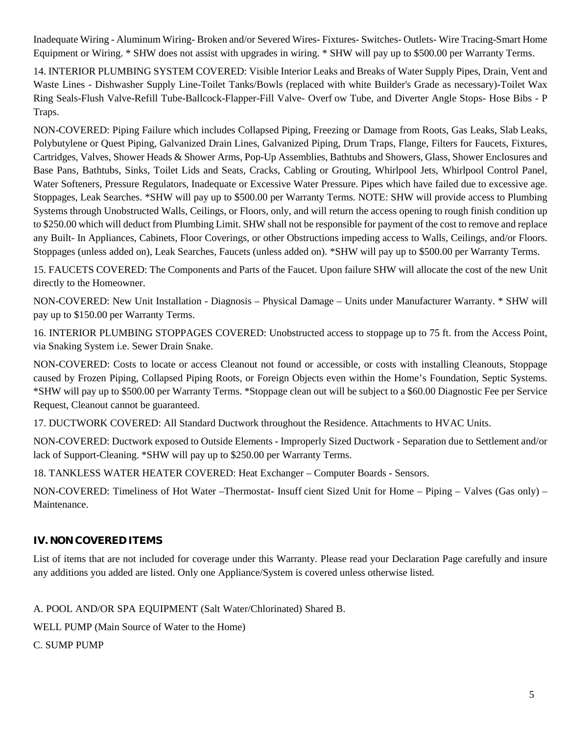Inadequate Wiring - Aluminum Wiring- Broken and/or Severed Wires- Fixtures- Switches- Outlets- Wire Tracing-Smart Home Equipment or Wiring. * SHW does not assist with upgrades in wiring. * SHW will pay up to $500.00 per Warranty Terms.

14. INTERIOR PLUMBING SYSTEM COVERED: Visible Interior Leaks and Breaks of Water Supply Pipes, Drain, Vent and Waste Lines - Dishwasher Supply Line-Toilet Tanks/Bowls (replaced with white Builder's Grade as necessary)-Toilet Wax Ring Seals-Flush Valve-Refill Tube-Ballcock-Flapper-Fill Valve- Overf ow Tube, and Diverter Angle Stops- Hose Bibs - P Traps.

NON-COVERED: Piping Failure which includes Collapsed Piping, Freezing or Damage from Roots, Gas Leaks, Slab Leaks, Polybutylene or Quest Piping, Galvanized Drain Lines, Galvanized Piping, Drum Traps, Flange, Filters for Faucets, Fixtures, Cartridges, Valves, Shower Heads & Shower Arms, Pop-Up Assemblies, Bathtubs and Showers, Glass, Shower Enclosures and Base Pans, Bathtubs, Sinks, Toilet Lids and Seats, Cracks, Cabling or Grouting, Whirlpool Jets, Whirlpool Control Panel, Water Softeners, Pressure Regulators, Inadequate or Excessive Water Pressure. Pipes which have failed due to excessive age. Stoppages, Leak Searches. *SHW will pay up to $500.00 per Warranty Terms. NOTE: SHW will provide access to Plumbing Systems through Unobstructed Walls, Ceilings, or Floors, only, and will return the access opening to rough finish condition up to $250.00 which will deduct from Plumbing Limit. SHW shall not be responsible for payment of the cost to remove and replace any Built- In Appliances, Cabinets, Floor Coverings, or other Obstructions impeding access to Walls, Ceilings, and/or Floors. Stoppages (unless added on), Leak Searches, Faucets (unless added on). *SHW will pay up to $500.00 per Warranty Terms.

15. FAUCETS COVERED: The Components and Parts of the Faucet. Upon failure SHW will allocate the cost of the new Unit directly to the Homeowner.

NON-COVERED: New Unit Installation - Diagnosis – Physical Damage – Units under Manufacturer Warranty. * SHW will pay up to $150.00 per Warranty Terms.

16. INTERIOR PLUMBING STOPPAGES COVERED: Unobstructed access to stoppage up to 75 ft. from the Access Point, via Snaking System i.e. Sewer Drain Snake.

NON-COVERED: Costs to locate or access Cleanout not found or accessible, or costs with installing Cleanouts, Stoppage caused by Frozen Piping, Collapsed Piping Roots, or Foreign Objects even within the Home's Foundation, Septic Systems. *SHW will pay up to $500.00 per Warranty Terms. *Stoppage clean out will be subject to a $60.00 Diagnostic Fee per Service Request, Cleanout cannot be guaranteed.

17. DUCTWORK COVERED: All Standard Ductwork throughout the Residence. Attachments to HVAC Units.

NON-COVERED: Ductwork exposed to Outside Elements - Improperly Sized Ductwork - Separation due to Settlement and/or lack of Support-Cleaning. *SHW will pay up to $250.00 per Warranty Terms.

18. TANKLESS WATER HEATER COVERED: Heat Exchanger – Computer Boards - Sensors.

NON-COVERED: Timeliness of Hot Water –Thermostat- Insuff cient Sized Unit for Home – Piping – Valves (Gas only) – Maintenance.

## IV. NON COVERED ITEMS

List of items that are not included for coverage under this Warranty. Please read your Declaration Page carefully and insure any additions you added are listed. Only one Appliance/System is covered unless otherwise listed.

A. POOL AND/OR SPA EQUIPMENT (Salt Water/Chlorinated) Shared B.

WELL PUMP (Main Source of Water to the Home)

C. SUMP PUMP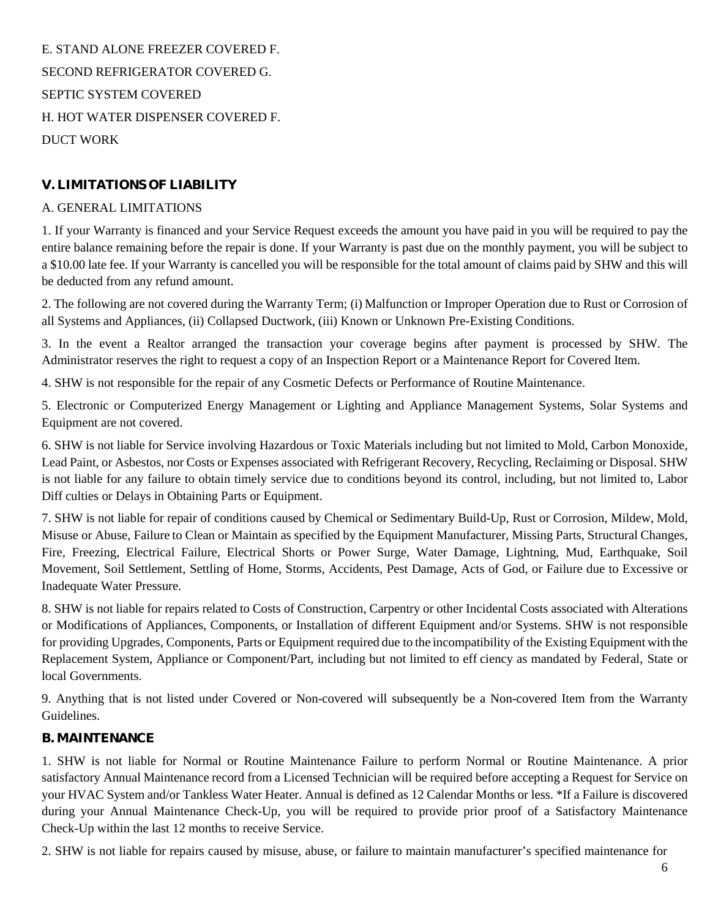E. STAND ALONE FREEZER COVERED F.

SECOND REFRIGERATOR COVERED G.

SEPTIC SYSTEM COVERED

H. HOT WATER DISPENSER COVERED F.

DUCT WORK

## V. LIMITATIONS OF LIABILITY

A. GENERAL LIMITATIONS

1. If your Warranty is financed and your Service Request exceeds the amount you have paid in you will be required to pay the entire balance remaining before the repair is done. If your Warranty is past due on the monthly payment, you will be subject to a $10.00 late fee. If your Warranty is cancelled you will be responsible for the total amount of claims paid by SHW and this will be deducted from any refund amount.

2. The following are not covered during the Warranty Term; (i) Malfunction or Improper Operation due to Rust or Corrosion of all Systems and Appliances, (ii) Collapsed Ductwork, (iii) Known or Unknown Pre-Existing Conditions.

3. In the event a Realtor arranged the transaction your coverage begins after payment is processed by SHW. The Administrator reserves the right to request a copy of an Inspection Report or a Maintenance Report for Covered Item.

4. SHW is not responsible for the repair of any Cosmetic Defects or Performance of Routine Maintenance.

5. Electronic or Computerized Energy Management or Lighting and Appliance Management Systems, Solar Systems and Equipment are not covered.

6. SHW is not liable for Service involving Hazardous or Toxic Materials including but not limited to Mold, Carbon Monoxide, Lead Paint, or Asbestos, nor Costs or Expenses associated with Refrigerant Recovery, Recycling, Reclaiming or Disposal. SHW is not liable for any failure to obtain timely service due to conditions beyond its control, including, but not limited to, Labor Diff culties or Delays in Obtaining Parts or Equipment.

7. SHW is not liable for repair of conditions caused by Chemical or Sedimentary Build-Up, Rust or Corrosion, Mildew, Mold, Misuse or Abuse, Failure to Clean or Maintain as specified by the Equipment Manufacturer, Missing Parts, Structural Changes, Fire, Freezing, Electrical Failure, Electrical Shorts or Power Surge, Water Damage, Lightning, Mud, Earthquake, Soil Movement, Soil Settlement, Settling of Home, Storms, Accidents, Pest Damage, Acts of God, or Failure due to Excessive or Inadequate Water Pressure.

8. SHW is not liable for repairs related to Costs of Construction, Carpentry or other Incidental Costs associated with Alterations or Modifications of Appliances, Components, or Installation of different Equipment and/or Systems. SHW is not responsible for providing Upgrades, Components, Parts or Equipment required due to the incompatibility of the Existing Equipment with the Replacement System, Appliance or Component/Part, including but not limited to eff ciency as mandated by Federal, State or local Governments.

9. Anything that is not listed under Covered or Non-covered will subsequently be a Non-covered Item from the Warranty Guidelines.

### B. MAINTENANCE

1. SHW is not liable for Normal or Routine Maintenance Failure to perform Normal or Routine Maintenance. A prior satisfactory Annual Maintenance record from a Licensed Technician will be required before accepting a Request for Service on your HVAC System and/or Tankless Water Heater. Annual is defined as 12 Calendar Months or less. *If a Failure is discovered during your Annual Maintenance Check-Up, you will be required to provide prior proof of a Satisfactory Maintenance Check-Up within the last 12 months to receive Service.

2. SHW is not liable for repairs caused by misuse, abuse, or failure to maintain manufacturer's specified maintenance for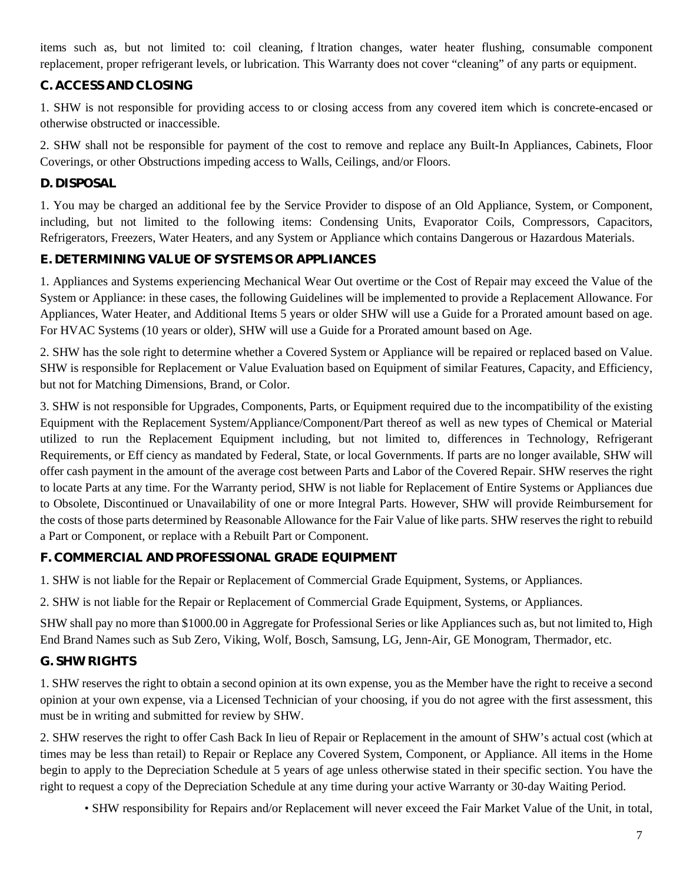items such as, but not limited to: coil cleaning, f ltration changes, water heater flushing, consumable component replacement, proper refrigerant levels, or lubrication. This Warranty does not cover "cleaning" of any parts or equipment.

### C. ACCESS AND CLOSING

1. SHW is not responsible for providing access to or closing access from any covered item which is concrete-encased or otherwise obstructed or inaccessible.

2. SHW shall not be responsible for payment of the cost to remove and replace any Built-In Appliances, Cabinets, Floor Coverings, or other Obstructions impeding access to Walls, Ceilings, and/or Floors.

### D. DISPOSAL

1. You may be charged an additional fee by the Service Provider to dispose of an Old Appliance, System, or Component, including, but not limited to the following items: Condensing Units, Evaporator Coils, Compressors, Capacitors, Refrigerators, Freezers, Water Heaters, and any System or Appliance which contains Dangerous or Hazardous Materials.

### E. DETERMINING VALUE OF SYSTEMS OR APPLIANCES

1. Appliances and Systems experiencing Mechanical Wear Out overtime or the Cost of Repair may exceed the Value of the System or Appliance: in these cases, the following Guidelines will be implemented to provide a Replacement Allowance. For Appliances, Water Heater, and Additional Items 5 years or older SHW will use a Guide for a Prorated amount based on age. For HVAC Systems (10 years or older), SHW will use a Guide for a Prorated amount based on Age.

2. SHW has the sole right to determine whether a Covered System or Appliance will be repaired or replaced based on Value. SHW is responsible for Replacement or Value Evaluation based on Equipment of similar Features, Capacity, and Efficiency, but not for Matching Dimensions, Brand, or Color.

3. SHW is not responsible for Upgrades, Components, Parts, or Equipment required due to the incompatibility of the existing Equipment with the Replacement System/Appliance/Component/Part thereof as well as new types of Chemical or Material utilized to run the Replacement Equipment including, but not limited to, differences in Technology, Refrigerant Requirements, or Eff ciency as mandated by Federal, State, or local Governments. If parts are no longer available, SHW will offer cash payment in the amount of the average cost between Parts and Labor of the Covered Repair. SHW reserves the right to locate Parts at any time. For the Warranty period, SHW is not liable for Replacement of Entire Systems or Appliances due to Obsolete, Discontinued or Unavailability of one or more Integral Parts. However, SHW will provide Reimbursement for the costs of those parts determined by Reasonable Allowance for the Fair Value of like parts. SHW reserves the right to rebuild a Part or Component, or replace with a Rebuilt Part or Component.

### F. COMMERCIAL AND PROFESSIONAL GRADE EQUIPMENT

1. SHW is not liable for the Repair or Replacement of Commercial Grade Equipment, Systems, or Appliances.

2. SHW is not liable for the Repair or Replacement of Commercial Grade Equipment, Systems, or Appliances.

SHW shall pay no more than $1000.00 in Aggregate for Professional Series or like Appliances such as, but not limited to, High End Brand Names such as Sub Zero, Viking, Wolf, Bosch, Samsung, LG, Jenn-Air, GE Monogram, Thermador, etc.

### G. SHW RIGHTS

1. SHW reserves the right to obtain a second opinion at its own expense, you as the Member have the right to receive a second opinion at your own expense, via a Licensed Technician of your choosing, if you do not agree with the first assessment, this must be in writing and submitted for review by SHW.

2. SHW reserves the right to offer Cash Back In lieu of Repair or Replacement in the amount of SHW's actual cost (which at times may be less than retail) to Repair or Replace any Covered System, Component, or Appliance. All items in the Home begin to apply to the Depreciation Schedule at 5 years of age unless otherwise stated in their specific section. You have the right to request a copy of the Depreciation Schedule at any time during your active Warranty or 30-day Waiting Period.

- SHW responsibility for Repairs and/or Replacement will never exceed the Fair Market Value of the Unit, in total,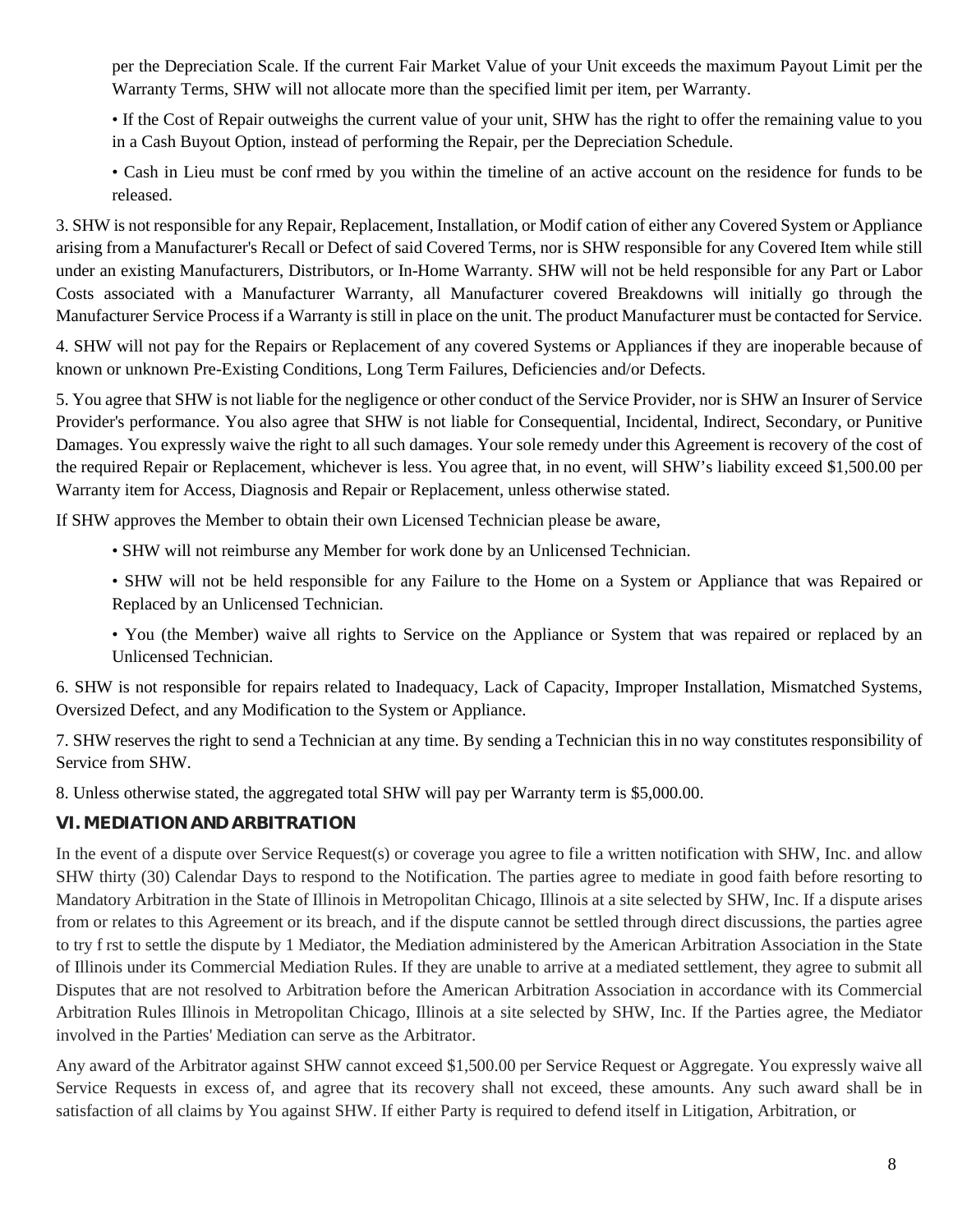per the Depreciation Scale. If the current Fair Market Value of your Unit exceeds the maximum Payout Limit per the Warranty Terms, SHW will not allocate more than the specified limit per item, per Warranty.

- If the Cost of Repair outweighs the current value of your unit, SHW has the right to offer the remaining value to you in a Cash Buyout Option, instead of performing the Repair, per the Depreciation Schedule.
- Cash in Lieu must be conf rmed by you within the timeline of an active account on the residence for funds to be released.

3. SHW is not responsible for any Repair, Replacement, Installation, or Modif cation of either any Covered System or Appliance arising from a Manufacturer's Recall or Defect of said Covered Terms, nor is SHW responsible for any Covered Item while still under an existing Manufacturers, Distributors, or In-Home Warranty. SHW will not be held responsible for any Part or Labor Costs associated with a Manufacturer Warranty, all Manufacturer covered Breakdowns will initially go through the Manufacturer Service Process if a Warranty is still in place on the unit. The product Manufacturer must be contacted for Service.

4. SHW will not pay for the Repairs or Replacement of any covered Systems or Appliances if they are inoperable because of known or unknown Pre-Existing Conditions, Long Term Failures, Deficiencies and/or Defects.

5. You agree that SHW is not liable for the negligence or other conduct of the Service Provider, nor is SHW an Insurer of Service Provider's performance. You also agree that SHW is not liable for Consequential, Incidental, Indirect, Secondary, or Punitive Damages. You expressly waive the right to all such damages. Your sole remedy under this Agreement is recovery of the cost of the required Repair or Replacement, whichever is less. You agree that, in no event, will SHW's liability exceed $1,500.00 per Warranty item for Access, Diagnosis and Repair or Replacement, unless otherwise stated.

If SHW approves the Member to obtain their own Licensed Technician please be aware,

- SHW will not reimburse any Member for work done by an Unlicensed Technician.
- SHW will not be held responsible for any Failure to the Home on a System or Appliance that was Repaired or Replaced by an Unlicensed Technician.
- You (the Member) waive all rights to Service on the Appliance or System that was repaired or replaced by an Unlicensed Technician.

6. SHW is not responsible for repairs related to Inadequacy, Lack of Capacity, Improper Installation, Mismatched Systems, Oversized Defect, and any Modification to the System or Appliance.

7. SHW reserves the right to send a Technician at any time. By sending a Technician this in no way constitutes responsibility of Service from SHW.

8. Unless otherwise stated, the aggregated total SHW will pay per Warranty term is $5,000.00.

## VI. MEDIATION AND ARBITRATION

In the event of a dispute over Service Request(s) or coverage you agree to file a written notification with SHW, Inc. and allow SHW thirty (30) Calendar Days to respond to the Notification. The parties agree to mediate in good faith before resorting to Mandatory Arbitration in the State of Illinois in Metropolitan Chicago, Illinois at a site selected by SHW, Inc. If a dispute arises from or relates to this Agreement or its breach, and if the dispute cannot be settled through direct discussions, the parties agree to try f rst to settle the dispute by 1 Mediator, the Mediation administered by the American Arbitration Association in the State of Illinois under its Commercial Mediation Rules. If they are unable to arrive at a mediated settlement, they agree to submit all Disputes that are not resolved to Arbitration before the American Arbitration Association in accordance with its Commercial Arbitration Rules Illinois in Metropolitan Chicago, Illinois at a site selected by SHW, Inc. If the Parties agree, the Mediator involved in the Parties' Mediation can serve as the Arbitrator.

Any award of the Arbitrator against SHW cannot exceed $1,500.00 per Service Request or Aggregate. You expressly waive all Service Requests in excess of, and agree that its recovery shall not exceed, these amounts. Any such award shall be in satisfaction of all claims by You against SHW. If either Party is required to defend itself in Litigation, Arbitration, or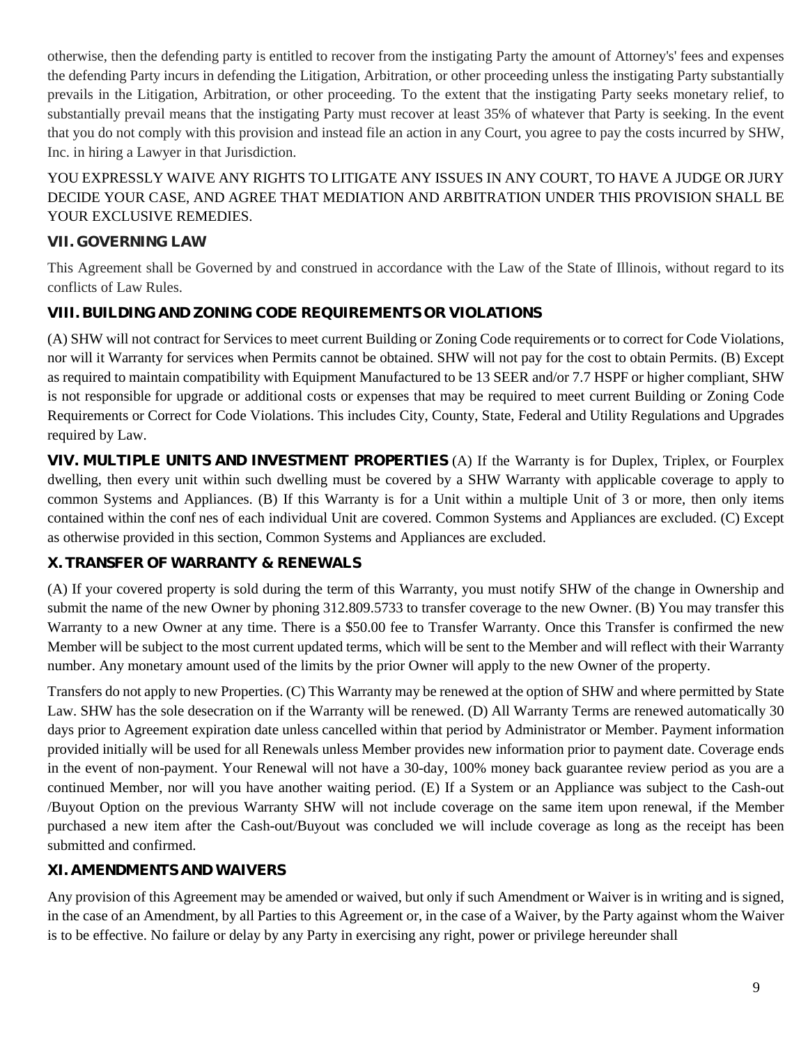otherwise, then the defending party is entitled to recover from the instigating Party the amount of Attorney's' fees and expenses the defending Party incurs in defending the Litigation, Arbitration, or other proceeding unless the instigating Party substantially prevails in the Litigation, Arbitration, or other proceeding. To the extent that the instigating Party seeks monetary relief, to substantially prevail means that the instigating Party must recover at least 35% of whatever that Party is seeking. In the event that you do not comply with this provision and instead file an action in any Court, you agree to pay the costs incurred by SHW, Inc. in hiring a Lawyer in that Jurisdiction.

YOU EXPRESSLY WAIVE ANY RIGHTS TO LITIGATE ANY ISSUES IN ANY COURT, TO HAVE A JUDGE OR JURY DECIDE YOUR CASE, AND AGREE THAT MEDIATION AND ARBITRATION UNDER THIS PROVISION SHALL BE YOUR EXCLUSIVE REMEDIES.

### VII. GOVERNING LAW

This Agreement shall be Governed by and construed in accordance with the Law of the State of Illinois, without regard to its conflicts of Law Rules.

### VIII. BUILDING AND ZONING CODE REQUIREMENTS OR VIOLATIONS

(A) SHW will not contract for Services to meet current Building or Zoning Code requirements or to correct for Code Violations, nor will it Warranty for services when Permits cannot be obtained. SHW will not pay for the cost to obtain Permits. (B) Except as required to maintain compatibility with Equipment Manufactured to be 13 SEER and/or 7.7 HSPF or higher compliant, SHW is not responsible for upgrade or additional costs or expenses that may be required to meet current Building or Zoning Code Requirements or Correct for Code Violations. This includes City, County, State, Federal and Utility Regulations and Upgrades required by Law.

**VIV. MULTIPLE UNITS AND INVESTMENT PROPERTIES** (A) If the Warranty is for Duplex, Triplex, or Fourplex dwelling, then every unit within such dwelling must be covered by a SHW Warranty with applicable coverage to apply to common Systems and Appliances. (B) If this Warranty is for a Unit within a multiple Unit of 3 or more, then only items contained within the conf nes of each individual Unit are covered. Common Systems and Appliances are excluded. (C) Except as otherwise provided in this section, Common Systems and Appliances are excluded.

### X. TRANSFER OF WARRANTY & RENEWALS

(A) If your covered property is sold during the term of this Warranty, you must notify SHW of the change in Ownership and submit the name of the new Owner by phoning 312.809.5733 to transfer coverage to the new Owner. (B) You may transfer this Warranty to a new Owner at any time. There is a $50.00 fee to Transfer Warranty. Once this Transfer is confirmed the new Member will be subject to the most current updated terms, which will be sent to the Member and will reflect with their Warranty number. Any monetary amount used of the limits by the prior Owner will apply to the new Owner of the property.

Transfers do not apply to new Properties. (C) This Warranty may be renewed at the option of SHW and where permitted by State Law. SHW has the sole desecration on if the Warranty will be renewed. (D) All Warranty Terms are renewed automatically 30 days prior to Agreement expiration date unless cancelled within that period by Administrator or Member. Payment information provided initially will be used for all Renewals unless Member provides new information prior to payment date. Coverage ends in the event of non-payment. Your Renewal will not have a 30-day, 100% money back guarantee review period as you are a continued Member, nor will you have another waiting period. (E) If a System or an Appliance was subject to the Cash-out /Buyout Option on the previous Warranty SHW will not include coverage on the same item upon renewal, if the Member purchased a new item after the Cash-out/Buyout was concluded we will include coverage as long as the receipt has been submitted and confirmed.

### XI. AMENDMENTS AND WAIVERS

Any provision of this Agreement may be amended or waived, but only if such Amendment or Waiver is in writing and is signed, in the case of an Amendment, by all Parties to this Agreement or, in the case of a Waiver, by the Party against whom the Waiver is to be effective. No failure or delay by any Party in exercising any right, power or privilege hereunder shall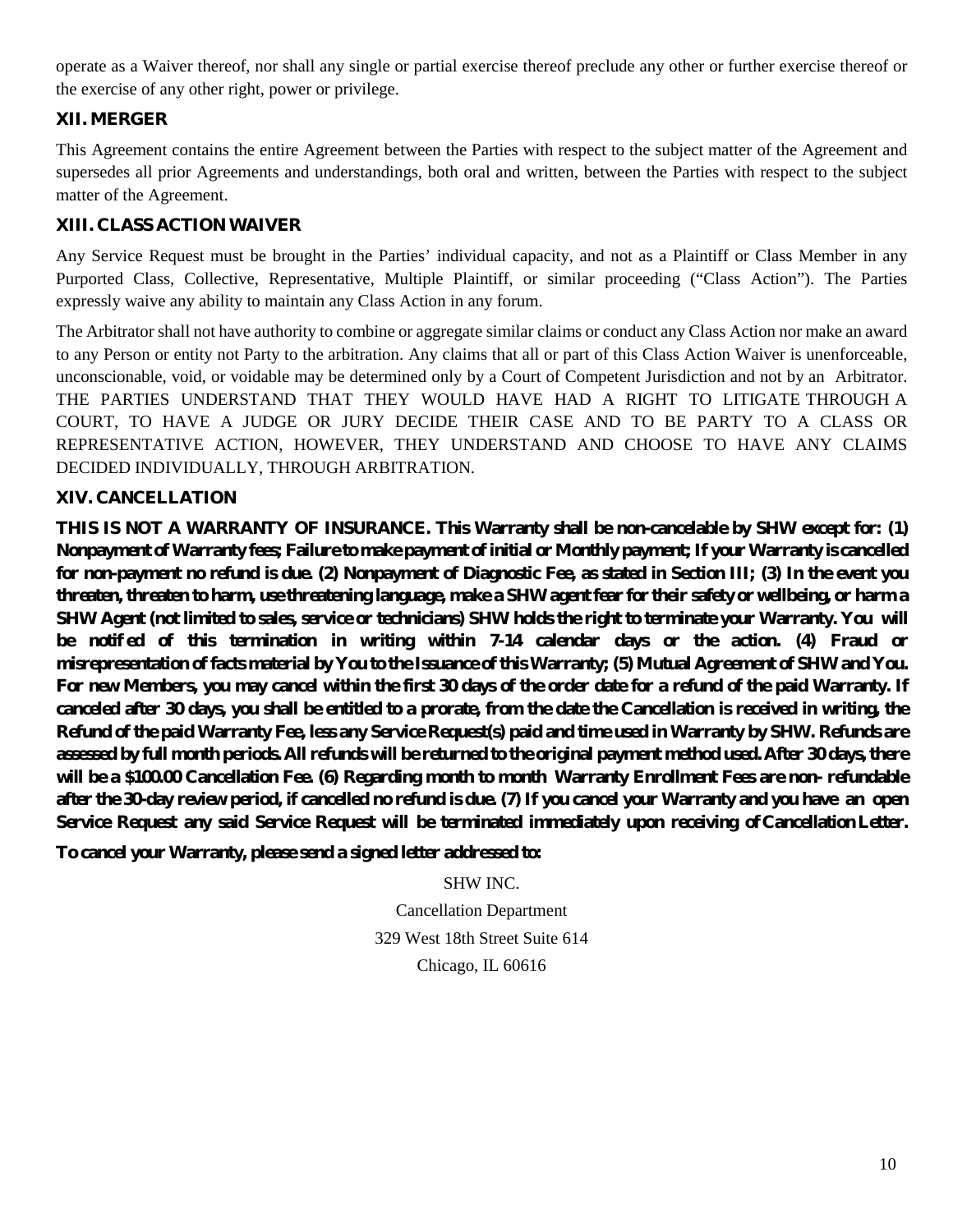operate as a Waiver thereof, nor shall any single or partial exercise thereof preclude any other or further exercise thereof or the exercise of any other right, power or privilege.

## XII. MERGER

This Agreement contains the entire Agreement between the Parties with respect to the subject matter of the Agreement and supersedes all prior Agreements and understandings, both oral and written, between the Parties with respect to the subject matter of the Agreement.

## XIII. CLASS ACTION WAIVER

Any Service Request must be brought in the Parties' individual capacity, and not as a Plaintiff or Class Member in any Purported Class, Collective, Representative, Multiple Plaintiff, or similar proceeding ("Class Action"). The Parties expressly waive any ability to maintain any Class Action in any forum.

The Arbitrator shall not have authority to combine or aggregate similar claims or conduct any Class Action nor make an award to any Person or entity not Party to the arbitration. Any claims that all or part of this Class Action Waiver is unenforceable, unconscionable, void, or voidable may be determined only by a Court of Competent Jurisdiction and not by an Arbitrator. THE PARTIES UNDERSTAND THAT THEY WOULD HAVE HAD A RIGHT TO LITIGATE THROUGH A COURT, TO HAVE A JUDGE OR JURY DECIDE THEIR CASE AND TO BE PARTY TO A CLASS OR REPRESENTATIVE ACTION, HOWEVER, THEY UNDERSTAND AND CHOOSE TO HAVE ANY CLAIMS DECIDED INDIVIDUALLY, THROUGH ARBITRATION.

## XIV. CANCELLATION

**THIS IS NOT A WARRANTY OF INSURANCE. This Warranty shall be non-cancelable by SHW except for: (1) Nonpayment of Warranty fees; Failure to make payment of initial or Monthly payment; If your Warranty is cancelled for non-payment no refund is due. (2) Nonpayment of Diagnostic Fee, as stated in Section III; (3) In the event you threaten, threaten to harm, use threatening language, make a SHW agent fear for their safety or wellbeing, or harm a SHW Agent (not limited to sales, service or technicians) SHW holds the right to terminate your Warranty. You will be notifed of this termination in writing within 7-14 calendar days or the action. (4) Fraud or misrepresentation of facts material by You to the Issuance of this Warranty; (5) Mutual Agreement of SHW and You. For new Members, you may cancel within the first 30 days of the order date for a refund of the paid Warranty. If canceled after 30 days, you shall be entitled to a prorate, from the date the Cancellation is received in writing, the Refund of the paid Warranty Fee, less any Service Request(s) paid and time used in Warranty by SHW. Refunds are assessed by full month periods. All refunds will be returned to the original payment method used. After 30 days, there will be a $100.00 Cancellation Fee. (6) Regarding month to month Warranty Enrollment Fees are non- refundable after the 30-day review period, if cancelled no refund is due. (7) If you cancel your Warranty and you have an open Service Request any said Service Request will be terminated immediately upon receiving of Cancellation Letter.**

**To cancel your Warranty, please send a signed letter addressed to:**

SHW INC.
Cancellation Department
329 West 18th Street Suite 614
Chicago, IL 60616